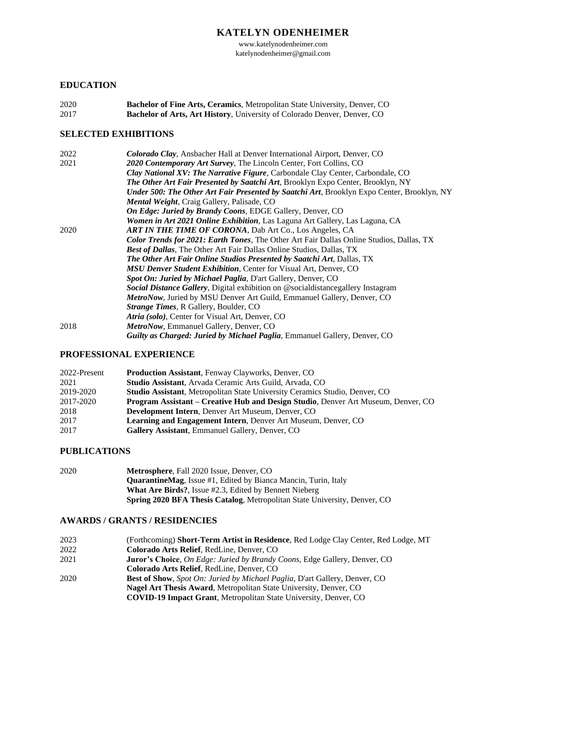# KATELYN ODENHEIMER

www.katelynodenheimer.com
katelynodenheimer@gmail.com

## EDUCATION

2020 **Bachelor of Fine Arts, Ceramics**, Metropolitan State University, Denver, CO
2017 **Bachelor of Arts, Art History**, University of Colorado Denver, Denver, CO

## SELECTED EXHIBITIONS

2022 ***Colorado Clay***, Ansbacher Hall at Denver International Airport, Denver, CO
2021 ***2020 Contemporary Art Survey***, The Lincoln Center, Fort Collins, CO
***Clay National XV: The Narrative Figure***, Carbondale Clay Center, Carbondale, CO
***The Other Art Fair Presented by Saatchi Art***, Brooklyn Expo Center, Brooklyn, NY
***Under 500: The Other Art Fair Presented by Saatchi Art***, Brooklyn Expo Center, Brooklyn, NY
***Mental Weight***, Craig Gallery, Palisade, CO
***On Edge: Juried by Brandy Coons***, EDGE Gallery, Denver, CO
***Women in Art 2021 Online Exhibition***, Las Laguna Art Gallery, Las Laguna, CA
2020 ***ART IN THE TIME OF CORONA***, Dab Art Co., Los Angeles, CA
***Color Trends for 2021: Earth Tones***, The Other Art Fair Dallas Online Studios, Dallas, TX
***Best of Dallas***, The Other Art Fair Dallas Online Studios, Dallas, TX
***The Other Art Fair Online Studios Presented by Saatchi Art***, Dallas, TX
***MSU Denver Student Exhibition***, Center for Visual Art, Denver, CO
***Spot On: Juried by Michael Paglia***, D'art Gallery, Denver, CO
***Social Distance Gallery***, Digital exhibition on @socialdistancegallery Instagram
***MetroNow***, Juried by MSU Denver Art Guild, Emmanuel Gallery, Denver, CO
***Strange Times***, R Gallery, Boulder, CO
***Atria (solo)***, Center for Visual Art, Denver, CO
2018 ***MetroNow***, Emmanuel Gallery, Denver, CO
***Guilty as Charged: Juried by Michael Paglia***, Emmanuel Gallery, Denver, CO

## PROFESSIONAL EXPERIENCE

2022-Present **Production Assistant**, Fenway Clayworks, Denver, CO
2021 **Studio Assistant**, Arvada Ceramic Arts Guild, Arvada, CO
2019-2020 **Studio Assistant**, Metropolitan State University Ceramics Studio, Denver, CO
2017-2020 **Program Assistant – Creative Hub and Design Studio**, Denver Art Museum, Denver, CO
2018 **Development Intern**, Denver Art Museum, Denver, CO
2017 **Learning and Engagement Intern**, Denver Art Museum, Denver, CO
2017 **Gallery Assistant**, Emmanuel Gallery, Denver, CO

## PUBLICATIONS

2020 **Metrosphere**, Fall 2020 Issue, Denver, CO
**QuarantineMag**, Issue #1, Edited by Bianca Mancin, Turin, Italy
**What Are Birds?**, Issue #2.3, Edited by Bennett Nieberg
**Spring 2020 BFA Thesis Catalog**, Metropolitan State University, Denver, CO

## AWARDS / GRANTS / RESIDENCIES

2023 (Forthcoming) **Short-Term Artist in Residence**, Red Lodge Clay Center, Red Lodge, MT
2022 **Colorado Arts Relief**, RedLine, Denver, CO
2021 **Juror's Choice**, *On Edge: Juried by Brandy Coons*, Edge Gallery, Denver, CO
**Colorado Arts Relief**, RedLine, Denver, CO
2020 **Best of Show**, *Spot On: Juried by Michael Paglia*, D'art Gallery, Denver, CO
**Nagel Art Thesis Award**, Metropolitan State University, Denver, CO
**COVID-19 Impact Grant**, Metropolitan State University, Denver, CO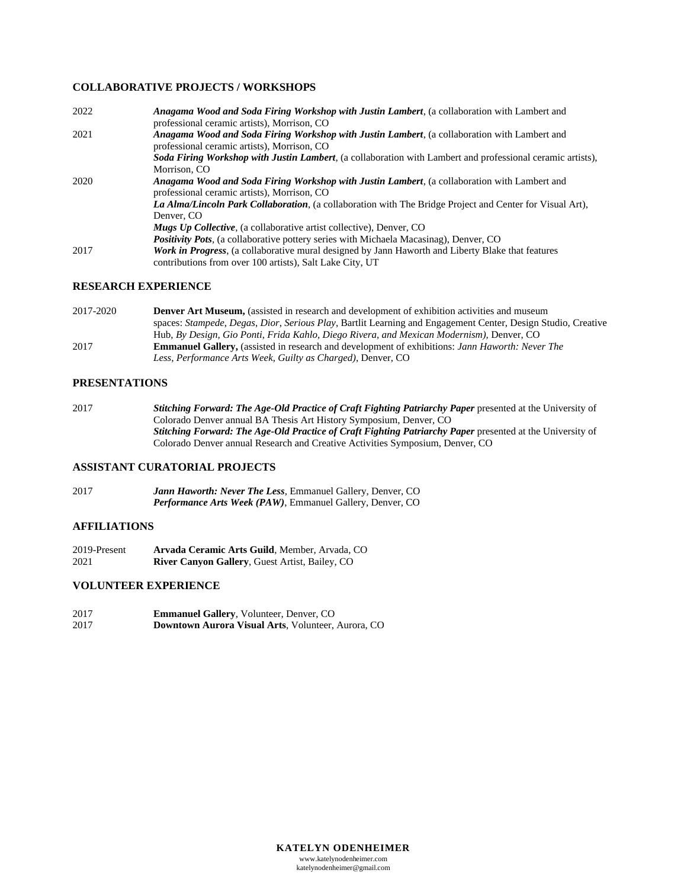## COLLABORATIVE PROJECTS / WORKSHOPS

2022 — ***Anagama Wood and Soda Firing Workshop with Justin Lambert***, (a collaboration with Lambert and professional ceramic artists), Morrison, CO

2021 — ***Anagama Wood and Soda Firing Workshop with Justin Lambert***, (a collaboration with Lambert and professional ceramic artists), Morrison, CO

***Soda Firing Workshop with Justin Lambert***, (a collaboration with Lambert and professional ceramic artists), Morrison, CO

2020 — ***Anagama Wood and Soda Firing Workshop with Justin Lambert***, (a collaboration with Lambert and professional ceramic artists), Morrison, CO

***La Alma/Lincoln Park Collaboration***, (a collaboration with The Bridge Project and Center for Visual Art), Denver, CO

***Mugs Up Collective***, (a collaborative artist collective), Denver, CO

***Positivity Pots***, (a collaborative pottery series with Michaela Macasinag), Denver, CO

2017 — ***Work in Progress***, (a collaborative mural designed by Jann Haworth and Liberty Blake that features contributions from over 100 artists), Salt Lake City, UT

## RESEARCH EXPERIENCE

2017-2020 — **Denver Art Museum,** (assisted in research and development of exhibition activities and museum spaces: *Stampede*, *Degas*, *Dior*, *Serious Play*, Bartlit Learning and Engagement Center, Design Studio, Creative Hub, *By Design, Gio Ponti, Frida Kahlo, Diego Rivera, and Mexican Modernism)*, Denver, CO

2017 — **Emmanuel Gallery,** (assisted in research and development of exhibitions: *Jann Haworth: Never The Less*, *Performance Arts Week*, *Guilty as Charged)*, Denver, CO

## PRESENTATIONS

2017 — ***Stitching Forward: The Age-Old Practice of Craft Fighting Patriarchy Paper*** presented at the University of Colorado Denver annual BA Thesis Art History Symposium, Denver, CO

***Stitching Forward: The Age-Old Practice of Craft Fighting Patriarchy Paper*** presented at the University of Colorado Denver annual Research and Creative Activities Symposium, Denver, CO

## ASSISTANT CURATORIAL PROJECTS

2017 — ***Jann Haworth: Never The Less***, Emmanuel Gallery, Denver, CO

***Performance Arts Week (PAW)***, Emmanuel Gallery, Denver, CO

## AFFILIATIONS

2019-Present — **Arvada Ceramic Arts Guild**, Member, Arvada, CO

2021 — **River Canyon Gallery**, Guest Artist, Bailey, CO

## VOLUNTEER EXPERIENCE

2017 — **Emmanuel Gallery**, Volunteer, Denver, CO

2017 — **Downtown Aurora Visual Arts**, Volunteer, Aurora, CO